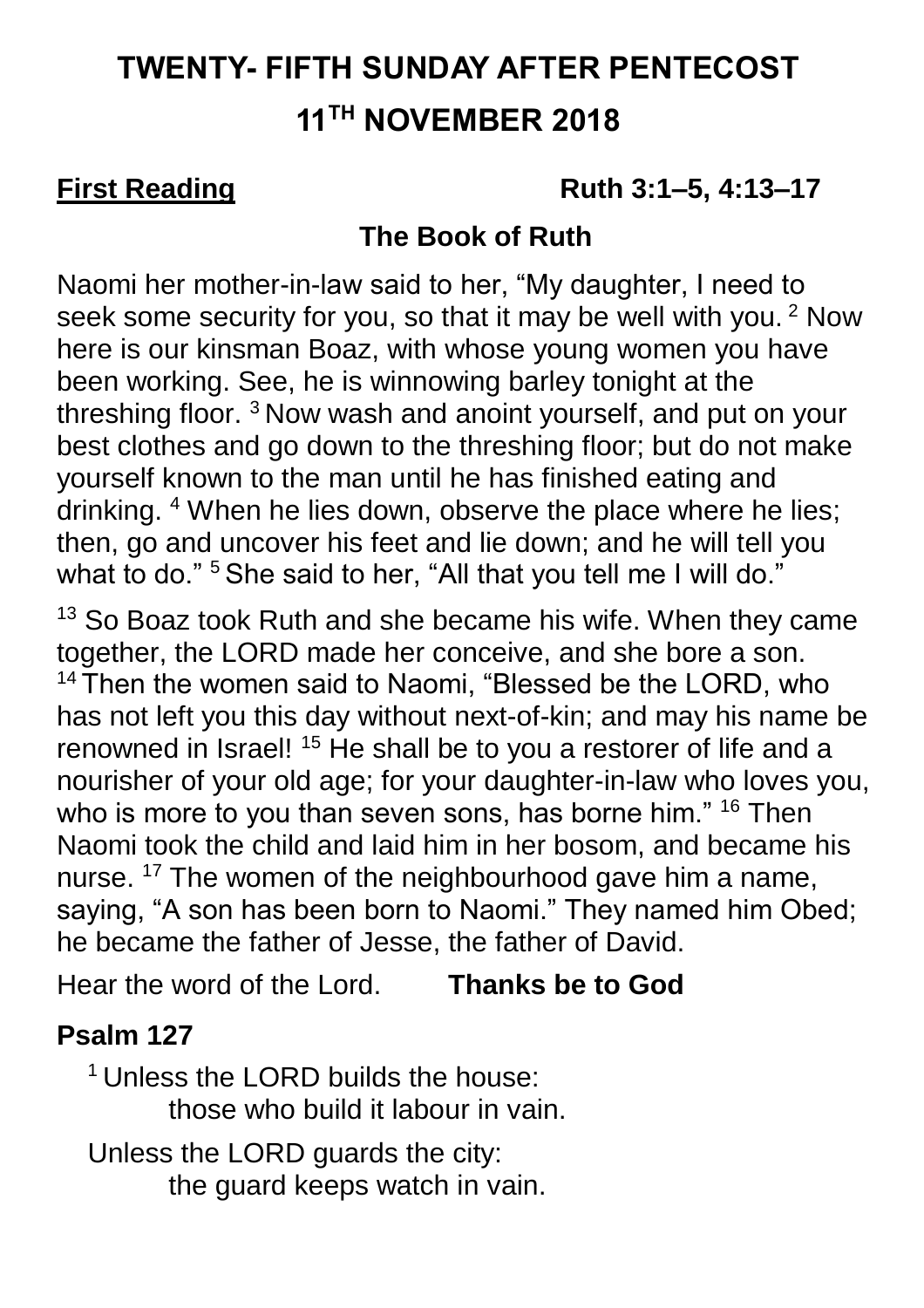# TWENTY- FIFTH SUNDAY AFTER PENTECOST

# 11TH NOVEMBER 2018

**First Reading** **Ruth 3:1–5, 4:13–17**

**The Book of Ruth**

Naomi her mother-in-law said to her, "My daughter, I need to seek some security for you, so that it may be well with you. [2] Now here is our kinsman Boaz, with whose young women you have been working. See, he is winnowing barley tonight at the threshing floor. [3] Now wash and anoint yourself, and put on your best clothes and go down to the threshing floor; but do not make yourself known to the man until he has finished eating and drinking. [4] When he lies down, observe the place where he lies; then, go and uncover his feet and lie down; and he will tell you what to do." [5] She said to her, "All that you tell me I will do."

[13] So Boaz took Ruth and she became his wife. When they came together, the LORD made her conceive, and she bore a son. [14] Then the women said to Naomi, "Blessed be the LORD, who has not left you this day without next-of-kin; and may his name be renowned in Israel! [15] He shall be to you a restorer of life and a nourisher of your old age; for your daughter-in-law who loves you, who is more to you than seven sons, has borne him." [16] Then Naomi took the child and laid him in her bosom, and became his nurse. [17] The women of the neighbourhood gave him a name, saying, "A son has been born to Naomi." They named him Obed; he became the father of Jesse, the father of David.

Hear the word of the Lord. **Thanks be to God**

**Psalm 127**

[1] Unless the LORD builds the house:
those who build it labour in vain.

Unless the LORD guards the city:
the guard keeps watch in vain.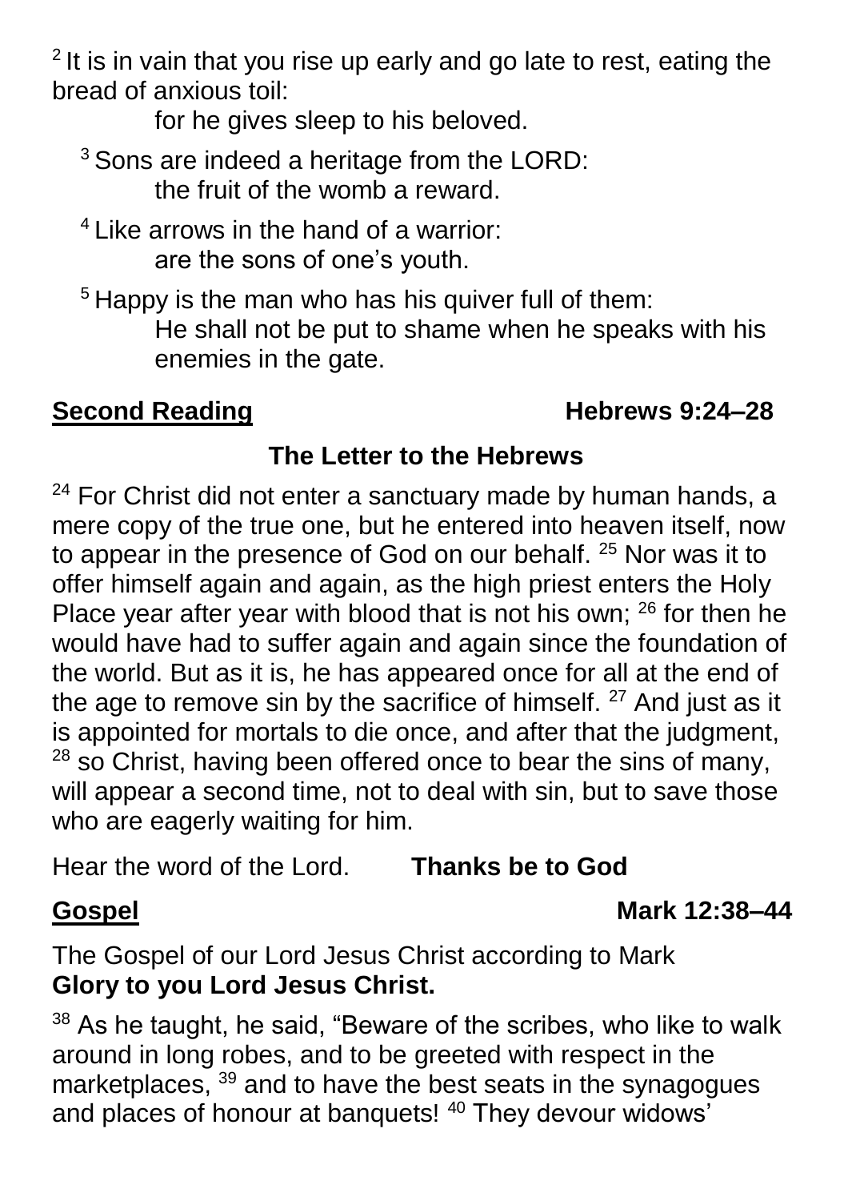[2] It is in vain that you rise up early and go late to rest, eating the bread of anxious toil:
    for he gives sleep to his beloved.

[3] Sons are indeed a heritage from the LORD:
    the fruit of the womb a reward.

[4] Like arrows in the hand of a warrior:
    are the sons of one's youth.

[5] Happy is the man who has his quiver full of them:
    He shall not be put to shame when he speaks with his enemies in the gate.

**Second Reading** **Hebrews 9:24–28**

**The Letter to the Hebrews**

[24] For Christ did not enter a sanctuary made by human hands, a mere copy of the true one, but he entered into heaven itself, now to appear in the presence of God on our behalf. [25] Nor was it to offer himself again and again, as the high priest enters the Holy Place year after year with blood that is not his own; [26] for then he would have had to suffer again and again since the foundation of the world. But as it is, he has appeared once for all at the end of the age to remove sin by the sacrifice of himself. [27] And just as it is appointed for mortals to die once, and after that the judgment, [28] so Christ, having been offered once to bear the sins of many, will appear a second time, not to deal with sin, but to save those who are eagerly waiting for him.

Hear the word of the Lord. **Thanks be to God**

**Gospel** **Mark 12:38–44**

The Gospel of our Lord Jesus Christ according to Mark
**Glory to you Lord Jesus Christ.**

[38] As he taught, he said, "Beware of the scribes, who like to walk around in long robes, and to be greeted with respect in the marketplaces, [39] and to have the best seats in the synagogues and places of honour at banquets! [40] They devour widows'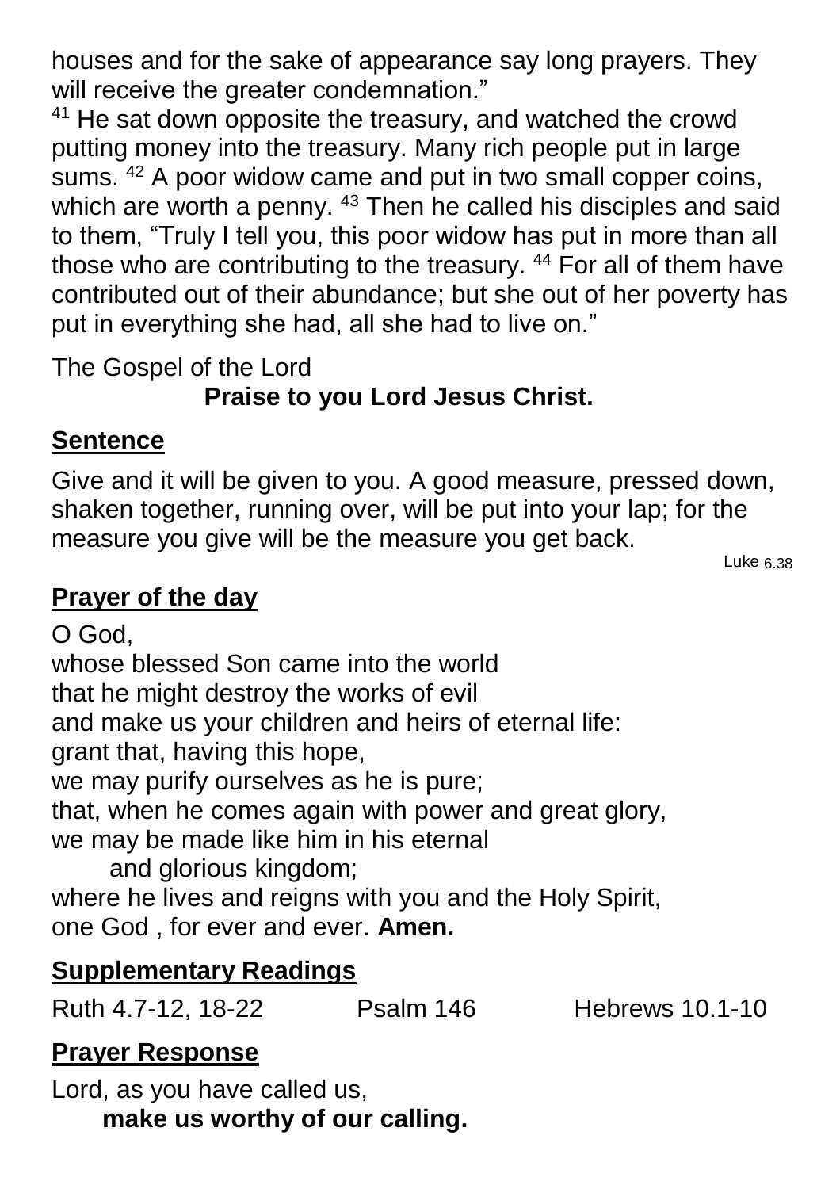houses and for the sake of appearance say long prayers. They will receive the greater condemnation."

[41] He sat down opposite the treasury, and watched the crowd putting money into the treasury. Many rich people put in large sums. [42] A poor widow came and put in two small copper coins, which are worth a penny. [43] Then he called his disciples and said to them, "Truly I tell you, this poor widow has put in more than all those who are contributing to the treasury. [44] For all of them have contributed out of their abundance; but she out of her poverty has put in everything she had, all she had to live on."

The Gospel of the Lord

**Praise to you Lord Jesus Christ.**

## Sentence

Give and it will be given to you. A good measure, pressed down, shaken together, running over, will be put into your lap; for the measure you give will be the measure you get back.

Luke 6.38

## Prayer of the day

O God,
whose blessed Son came into the world
that he might destroy the works of evil
and make us your children and heirs of eternal life:
grant that, having this hope,
we may purify ourselves as he is pure;
that, when he comes again with power and great glory,
we may be made like him in his eternal
and glorious kingdom;
where he lives and reigns with you and the Holy Spirit,
one God , for ever and ever. **Amen.**

## Supplementary Readings

Ruth 4.7-12, 18-22    Psalm 146    Hebrews 10.1-10

## Prayer Response

Lord, as you have called us,
**make us worthy of our calling.**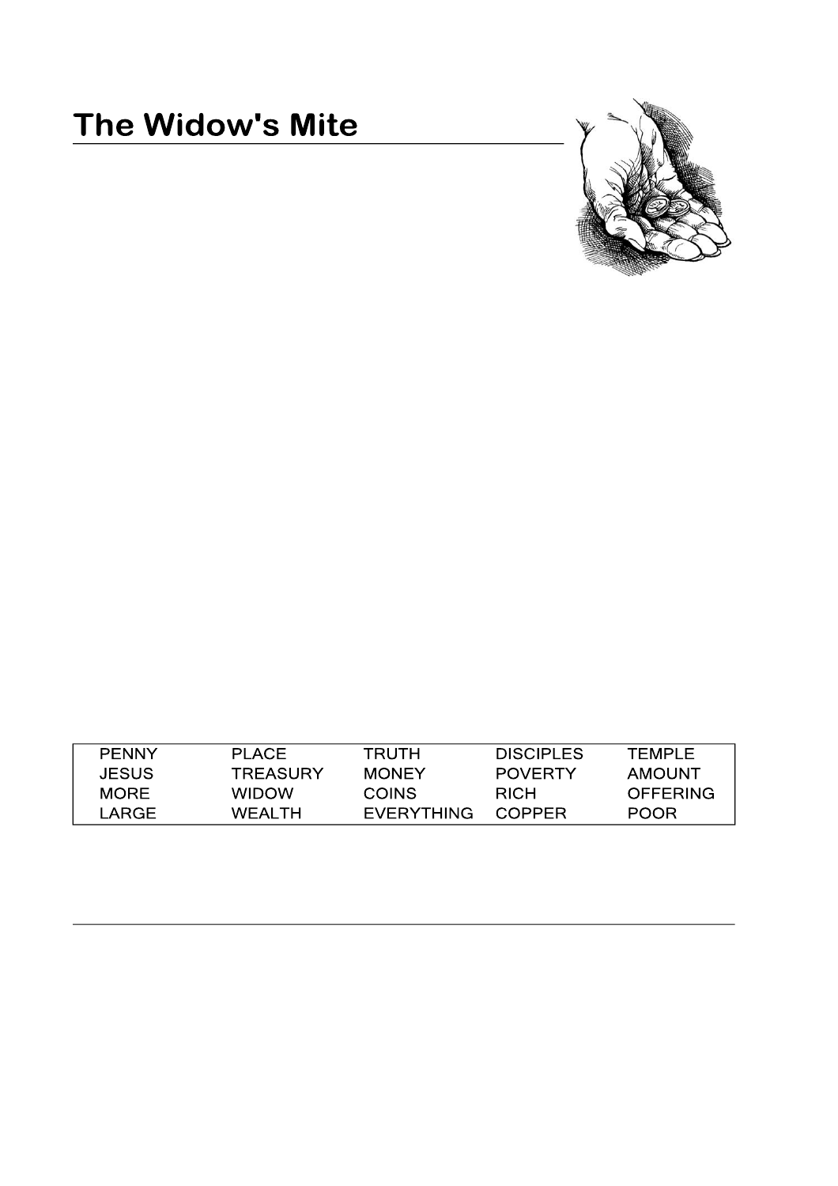# The Widow's Mite

| | | | | |
|---|---|---|---|---|
| PENNY | PLACE | TRUTH | DISCIPLES | TEMPLE |
| JESUS | TREASURY | MONEY | POVERTY | AMOUNT |
| MORE | WIDOW | COINS | RICH | OFFERING |
| LARGE | WEALTH | EVERYTHING | COPPER | POOR |